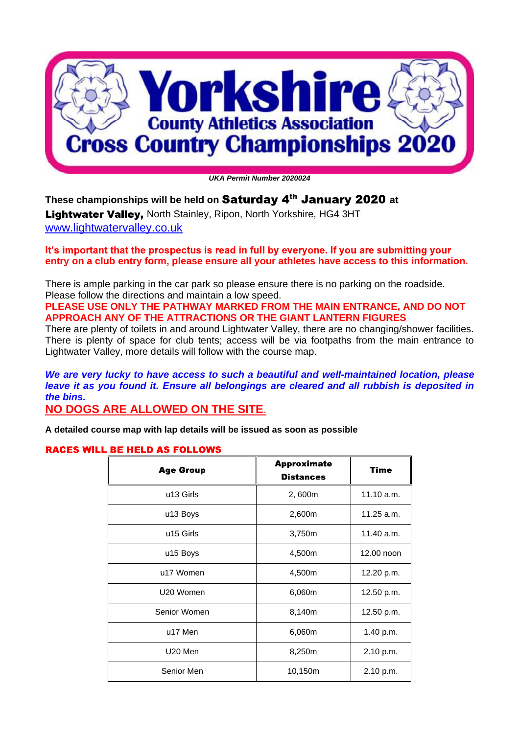# Yorkshire County Athletics Association Cross Country Championships 2020

***UKA Permit Number 2020024***

**These championships will be held on Saturday 4th January 2020 at Lightwater Valley,** North Stainley, Ripon, North Yorkshire, HG4 3HT
www.lightwatervalley.co.uk

**It's important that the prospectus is read in full by everyone. If you are submitting your entry on a club entry form, please ensure all your athletes have access to this information.**

There is ample parking in the car park so please ensure there is no parking on the roadside. Please follow the directions and maintain a low speed.

**PLEASE USE ONLY THE PATHWAY MARKED FROM THE MAIN ENTRANCE, AND DO NOT APPROACH ANY OF THE ATTRACTIONS OR THE GIANT LANTERN FIGURES**

There are plenty of toilets in and around Lightwater Valley, there are no changing/shower facilities. There is plenty of space for club tents; access will be via footpaths from the main entrance to Lightwater Valley, more details will follow with the course map.

***We are very lucky to have access to such a beautiful and well-maintained location, please leave it as you found it. Ensure all belongings are cleared and all rubbish is deposited in the bins.***

NO DOGS ARE ALLOWED ON THE SITE.

**A detailed course map with lap details will be issued as soon as possible**

**RACES WILL BE HELD AS FOLLOWS**

| Age Group | Approximate Distances | Time |
|---|---|---|
| u13 Girls | 2, 600m | 11.10 a.m. |
| u13 Boys | 2,600m | 11.25 a.m. |
| u15 Girls | 3,750m | 11.40 a.m. |
| u15 Boys | 4,500m | 12.00 noon |
| u17 Women | 4,500m | 12.20 p.m. |
| U20 Women | 6,060m | 12.50 p.m. |
| Senior Women | 8,140m | 12.50 p.m. |
| u17 Men | 6,060m | 1.40 p.m. |
| U20 Men | 8,250m | 2.10 p.m. |
| Senior Men | 10,150m | 2.10 p.m. |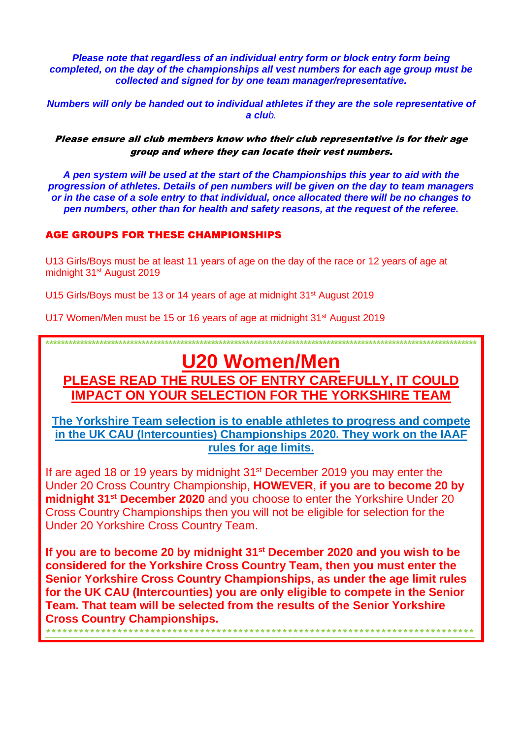***Please note that regardless of an individual entry form or block entry form being completed, on the day of the championships all vest numbers for each age group must be collected and signed for by one team manager/representative.***

***Numbers will only be handed out to individual athletes if they are the sole representative of a club.***

**Please ensure all club members know who their club representative is for their age group and where they can locate their vest numbers.**

***A pen system will be used at the start of the Championships this year to aid with the progression of athletes. Details of pen numbers will be given on the day to team managers or in the case of a sole entry to that individual, once allocated there will be no changes to pen numbers, other than for health and safety reasons, at the request of the referee.***

## AGE GROUPS FOR THESE CHAMPIONSHIPS

U13 Girls/Boys must be at least 11 years of age on the day of the race or 12 years of age at midnight 31st August 2019

U15 Girls/Boys must be 13 or 14 years of age at midnight 31st August 2019

U17 Women/Men must be 15 or 16 years of age at midnight 31st August 2019

*****************************************************************************************************************

# U20 Women/Men

## PLEASE READ THE RULES OF ENTRY CAREFULLY, IT COULD IMPACT ON YOUR SELECTION FOR THE YORKSHIRE TEAM

**The Yorkshire Team selection is to enable athletes to progress and compete in the UK CAU (Intercounties) Championships 2020. They work on the IAAF rules for age limits.**

If are aged 18 or 19 years by midnight 31st December 2019 you may enter the Under 20 Cross Country Championship, **HOWEVER**, **if you are to become 20 by midnight 31st December 2020** and you choose to enter the Yorkshire Under 20 Cross Country Championships then you will not be eligible for selection for the Under 20 Yorkshire Cross Country Team.

**If you are to become 20 by midnight 31st December 2020 and you wish to be considered for the Yorkshire Cross Country Team, then you must enter the Senior Yorkshire Cross Country Championships, as under the age limit rules for the UK CAU (Intercounties) you are only eligible to compete in the Senior Team. That team will be selected from the results of the Senior Yorkshire Cross Country Championships.**

*********************************************************************************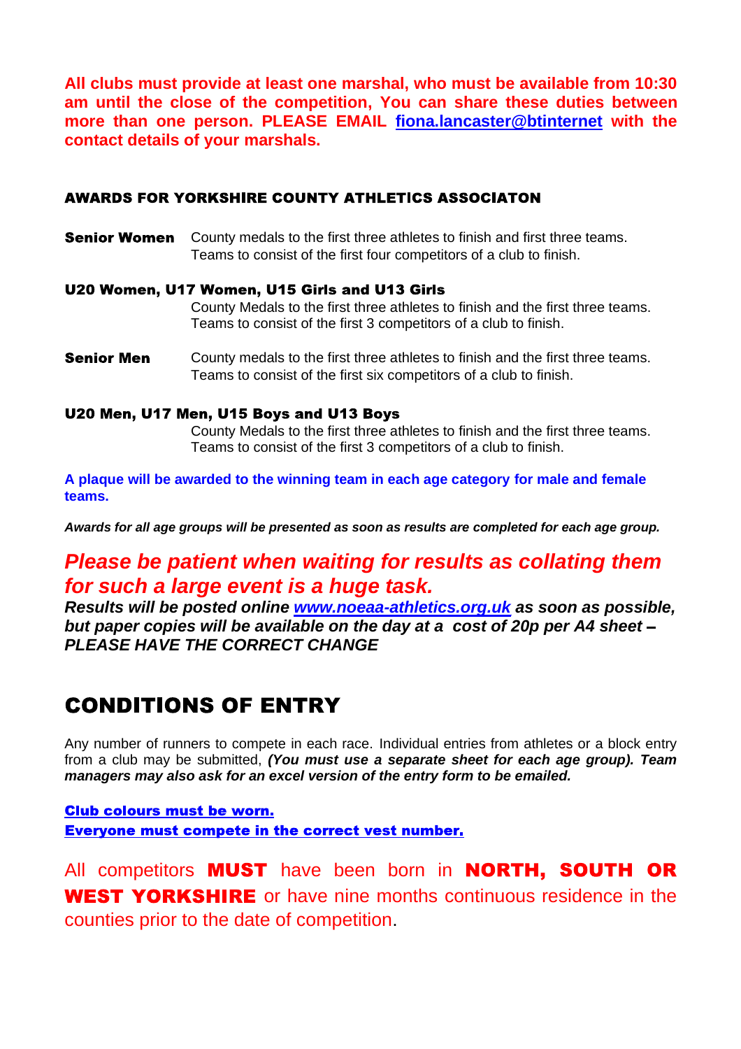**All clubs must provide at least one marshal, who must be available from 10:30 am until the close of the competition, You can share these duties between more than one person. PLEASE EMAIL fiona.lancaster@btinternet with the contact details of your marshals.**

### AWARDS FOR YORKSHIRE COUNTY ATHLETICS ASSOCIATON

**Senior Women** County medals to the first three athletes to finish and first three teams. Teams to consist of the first four competitors of a club to finish.

**U20 Women, U17 Women, U15 Girls and U13 Girls**
County Medals to the first three athletes to finish and the first three teams. Teams to consist of the first 3 competitors of a club to finish.

**Senior Men** County medals to the first three athletes to finish and the first three teams. Teams to consist of the first six competitors of a club to finish.

**U20 Men, U17 Men, U15 Boys and U13 Boys**
County Medals to the first three athletes to finish and the first three teams. Teams to consist of the first 3 competitors of a club to finish.

**A plaque will be awarded to the winning team in each age category for male and female teams.**

***Awards for all age groups will be presented as soon as results are completed for each age group.***

## *Please be patient when waiting for results as collating them for such a large event is a huge task.*

***Results will be posted online www.noeaa-athletics.org.uk as soon as possible, but paper copies will be available on the day at a cost of 20p per A4 sheet – PLEASE HAVE THE CORRECT CHANGE***

## CONDITIONS OF ENTRY

Any number of runners to compete in each race. Individual entries from athletes or a block entry from a club may be submitted, ***(You must use a separate sheet for each age group). Team managers may also ask for an excel version of the entry form to be emailed.***

**Club colours must be worn.**
**Everyone must compete in the correct vest number.**

All competitors **MUST** have been born in **NORTH, SOUTH OR WEST YORKSHIRE** or have nine months continuous residence in the counties prior to the date of competition.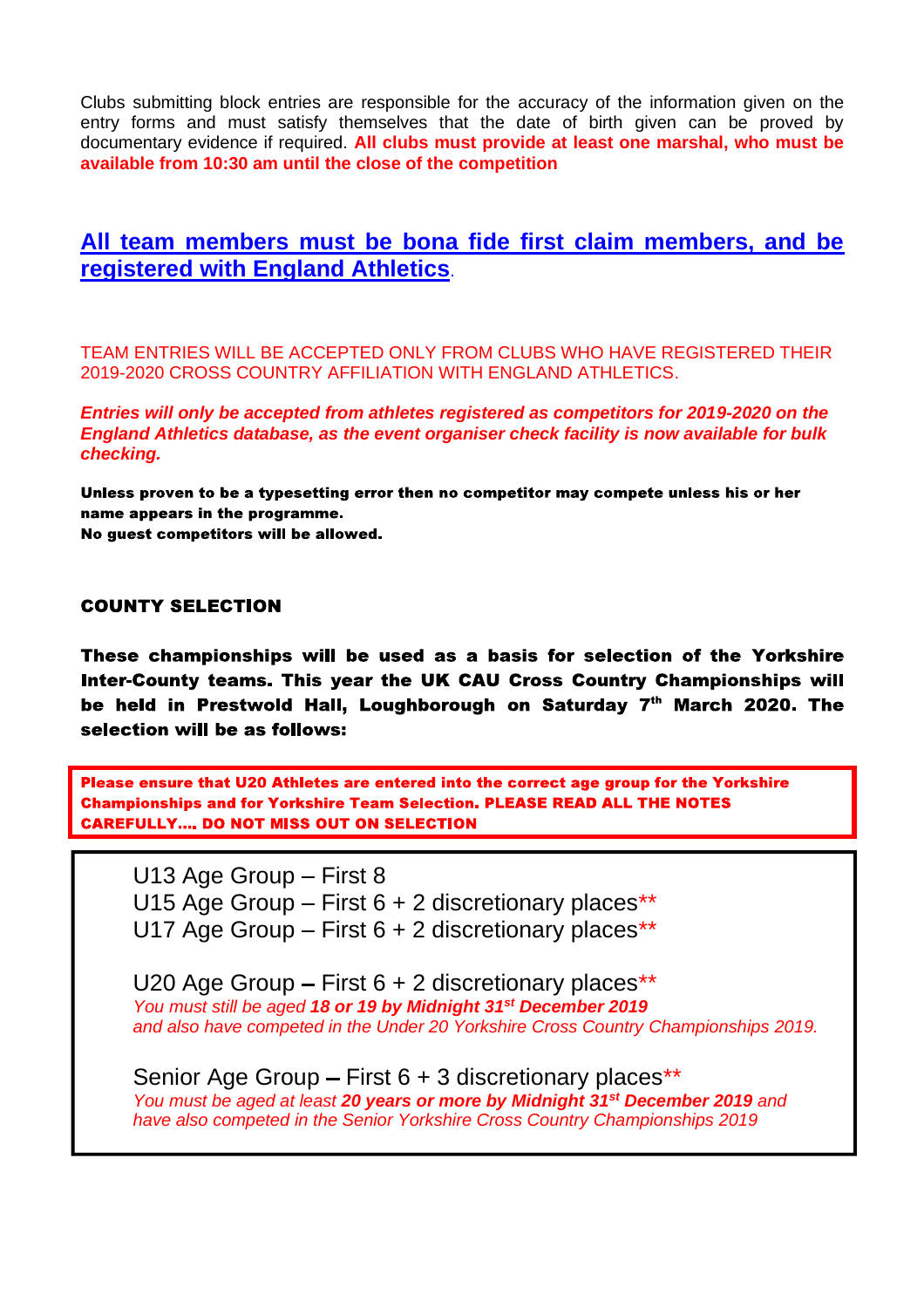Clubs submitting block entries are responsible for the accuracy of the information given on the entry forms and must satisfy themselves that the date of birth given can be proved by documentary evidence if required. **All clubs must provide at least one marshal, who must be available from 10:30 am until the close of the competition**

## All team members must be bona fide first claim members, and be registered with England Athletics.

TEAM ENTRIES WILL BE ACCEPTED ONLY FROM CLUBS WHO HAVE REGISTERED THEIR 2019-2020 CROSS COUNTRY AFFILIATION WITH ENGLAND ATHLETICS.

***Entries will only be accepted from athletes registered as competitors for 2019-2020 on the England Athletics database, as the event organiser check facility is now available for bulk checking.***

**Unless proven to be a typesetting error then no competitor may compete unless his or her name appears in the programme.**
**No guest competitors will be allowed.**

### COUNTY SELECTION

**These championships will be used as a basis for selection of the Yorkshire Inter-County teams. This year the UK CAU Cross Country Championships will be held in Prestwold Hall, Loughborough on Saturday 7th March 2020. The selection will be as follows:**

**Please ensure that U20 Athletes are entered into the correct age group for the Yorkshire Championships and for Yorkshire Team Selection. PLEASE READ ALL THE NOTES CAREFULLY…. DO NOT MISS OUT ON SELECTION**

U13 Age Group – First 8
U15 Age Group – First 6 + 2 discretionary places**
U17 Age Group – First 6 + 2 discretionary places**

U20 Age Group – First 6 + 2 discretionary places**
*You must still be aged **18 or 19 by Midnight 31st December 2019** and also have competed in the Under 20 Yorkshire Cross Country Championships 2019.*

Senior Age Group – First 6 + 3 discretionary places**
*You must be aged at least **20 years or more by Midnight 31st December 2019** and have also competed in the Senior Yorkshire Cross Country Championships 2019*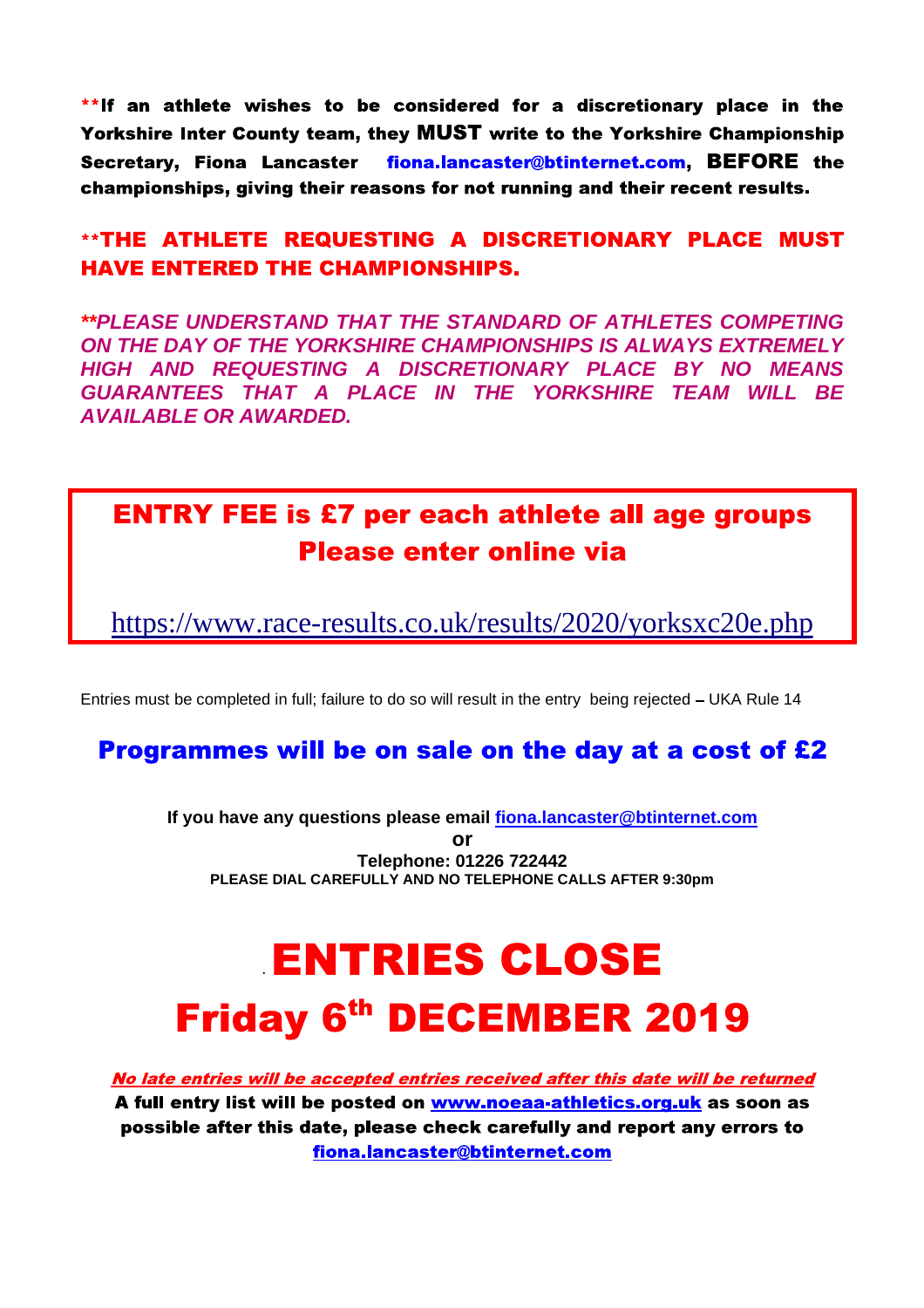**If an athlete wishes to be considered for a discretionary place in the Yorkshire Inter County team, they MUST write to the Yorkshire Championship Secretary, Fiona Lancaster fiona.lancaster@btinternet.com, BEFORE the championships, giving their reasons for not running and their recent results.**

****THE ATHLETE REQUESTING A DISCRETIONARY PLACE MUST HAVE ENTERED THE CHAMPIONSHIPS.**

***\*\*PLEASE UNDERSTAND THAT THE STANDARD OF ATHLETES COMPETING ON THE DAY OF THE YORKSHIRE CHAMPIONSHIPS IS ALWAYS EXTREMELY HIGH AND REQUESTING A DISCRETIONARY PLACE BY NO MEANS GUARANTEES THAT A PLACE IN THE YORKSHIRE TEAM WILL BE AVAILABLE OR AWARDED.***

## ENTRY FEE is £7 per each athlete all age groups
## Please enter online via

https://www.race-results.co.uk/results/2020/yorksxc20e.php

Entries must be completed in full; failure to do so will result in the entry being rejected – UKA Rule 14

## Programmes will be on sale on the day at a cost of £2

**If you have any questions please email fiona.lancaster@btinternet.com**

**or**

**Telephone: 01226 722442**

**PLEASE DIAL CAREFULLY AND NO TELEPHONE CALLS AFTER 9:30pm**

# ENTRIES CLOSE
# Friday 6th DECEMBER 2019

***No late entries will be accepted entries received after this date will be returned***

**A full entry list will be posted on www.noeaa-athletics.org.uk as soon as possible after this date, please check carefully and report any errors to fiona.lancaster@btinternet.com**